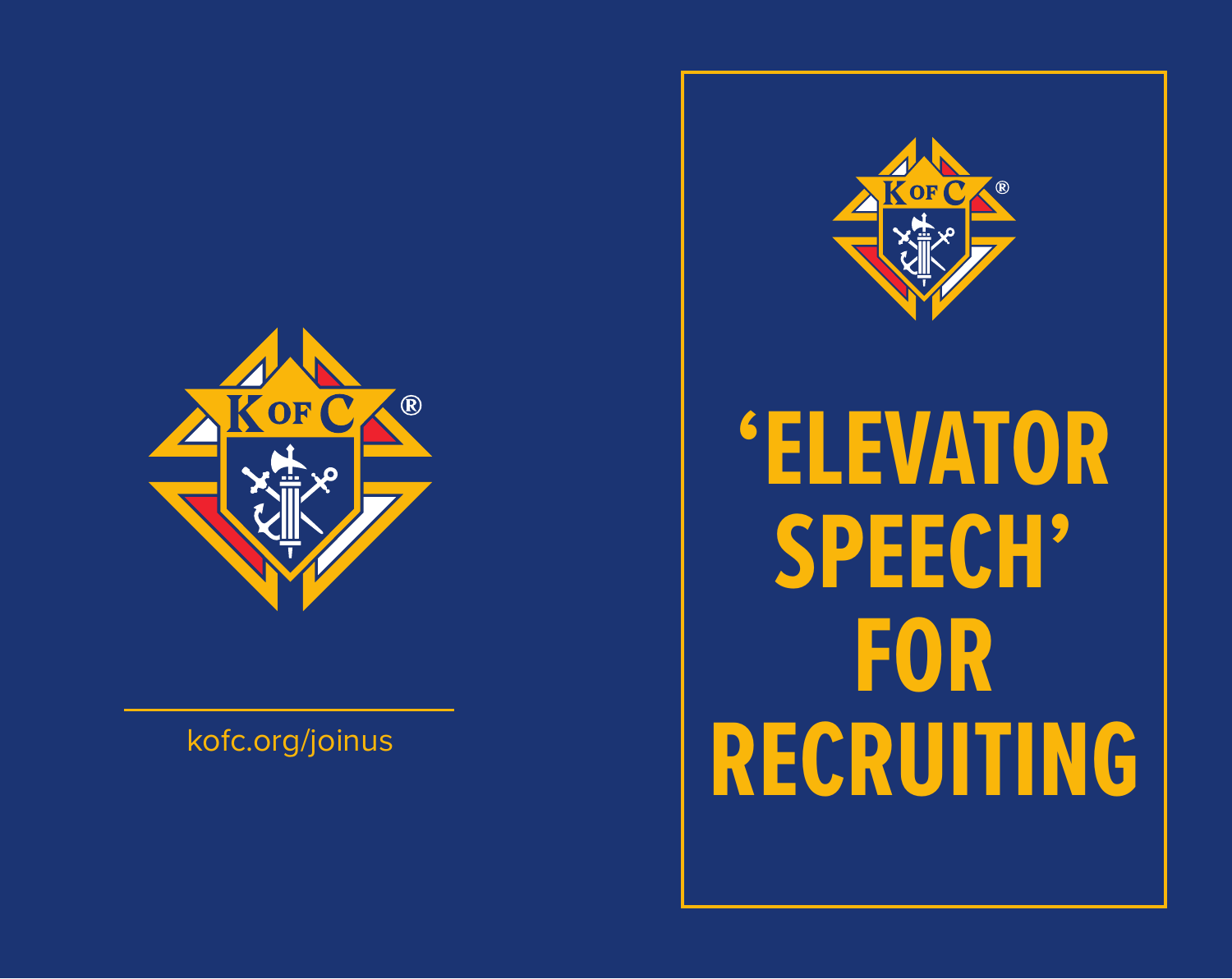kofc.org/joinus

# ‘ELEVATOR SPEECH’ FOR RECRUITING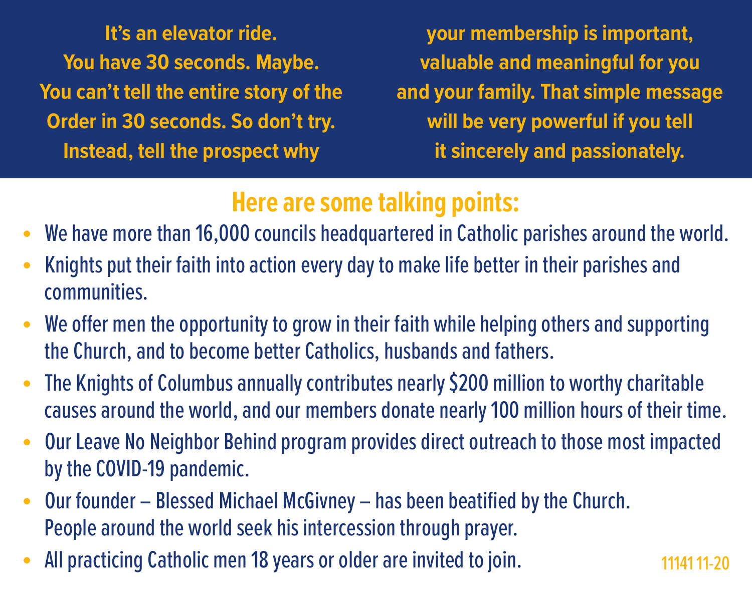**It's an elevator ride. You have 30 seconds. Maybe. You can't tell the entire story of the Order in 30 seconds. So don't try. Instead, tell the prospect why your membership is important, valuable and meaningful for you and your family. That simple message will be very powerful if you tell it sincerely and passionately.**

## Here are some talking points:

- We have more than 16,000 councils headquartered in Catholic parishes around the world.
- Knights put their faith into action every day to make life better in their parishes and communities.
- We offer men the opportunity to grow in their faith while helping others and supporting the Church, and to become better Catholics, husbands and fathers.
- The Knights of Columbus annually contributes nearly $200 million to worthy charitable causes around the world, and our members donate nearly 100 million hours of their time.
- Our Leave No Neighbor Behind program provides direct outreach to those most impacted by the COVID-19 pandemic.
- Our founder – Blessed Michael McGivney – has been beatified by the Church. People around the world seek his intercession through prayer.
- All practicing Catholic men 18 years or older are invited to join.

1141 11-20